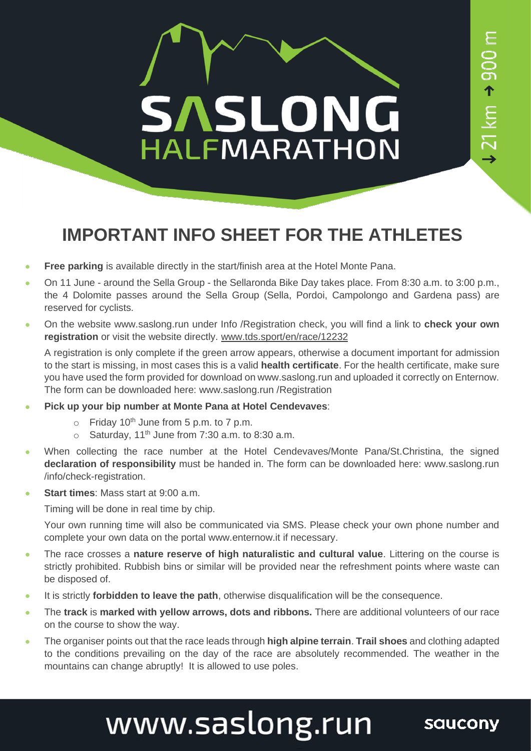# SASLONG HALFMARATHON

→ 21 km ↑ 900 m

## IMPORTANT INFO SHEET FOR THE ATHLETES

- **Free parking** is available directly in the start/finish area at the Hotel Monte Pana.
- On 11 June - around the Sella Group - the Sellaronda Bike Day takes place. From 8:30 a.m. to 3:00 p.m., the 4 Dolomite passes around the Sella Group (Sella, Pordoi, Campolongo and Gardena pass) are reserved for cyclists.
- On the website www.saslong.run under Info /Registration check, you will find a link to **check your own registration** or visit the website directly. www.tds.sport/en/race/12232

  A registration is only complete if the green arrow appears, otherwise a document important for admission to the start is missing, in most cases this is a valid **health certificate**. For the health certificate, make sure you have used the form provided for download on www.saslong.run and uploaded it correctly on Enternow. The form can be downloaded here: www.saslong.run /Registration
- **Pick up your bip number at Monte Pana at Hotel Cendevaves**:
  - Friday 10th June from 5 p.m. to 7 p.m.
  - Saturday, 11th June from 7:30 a.m. to 8:30 a.m.
- When collecting the race number at the Hotel Cendevaves/Monte Pana/St.Christina, the signed **declaration of responsibility** must be handed in. The form can be downloaded here: www.saslong.run /info/check-registration.
- **Start times**: Mass start at 9:00 a.m.

  Timing will be done in real time by chip.

  Your own running time will also be communicated via SMS. Please check your own phone number and complete your own data on the portal www.enternow.it if necessary.
- The race crosses a **nature reserve of high naturalistic and cultural value**. Littering on the course is strictly prohibited. Rubbish bins or similar will be provided near the refreshment points where waste can be disposed of.
- It is strictly **forbidden to leave the path**, otherwise disqualification will be the consequence.
- The **track** is **marked with yellow arrows, dots and ribbons.** There are additional volunteers of our race on the course to show the way.
- The organiser points out that the race leads through **high alpine terrain**. **Trail shoes** and clothing adapted to the conditions prevailing on the day of the race are absolutely recommended. The weather in the mountains can change abruptly! It is allowed to use poles.

www.saslong.run saucony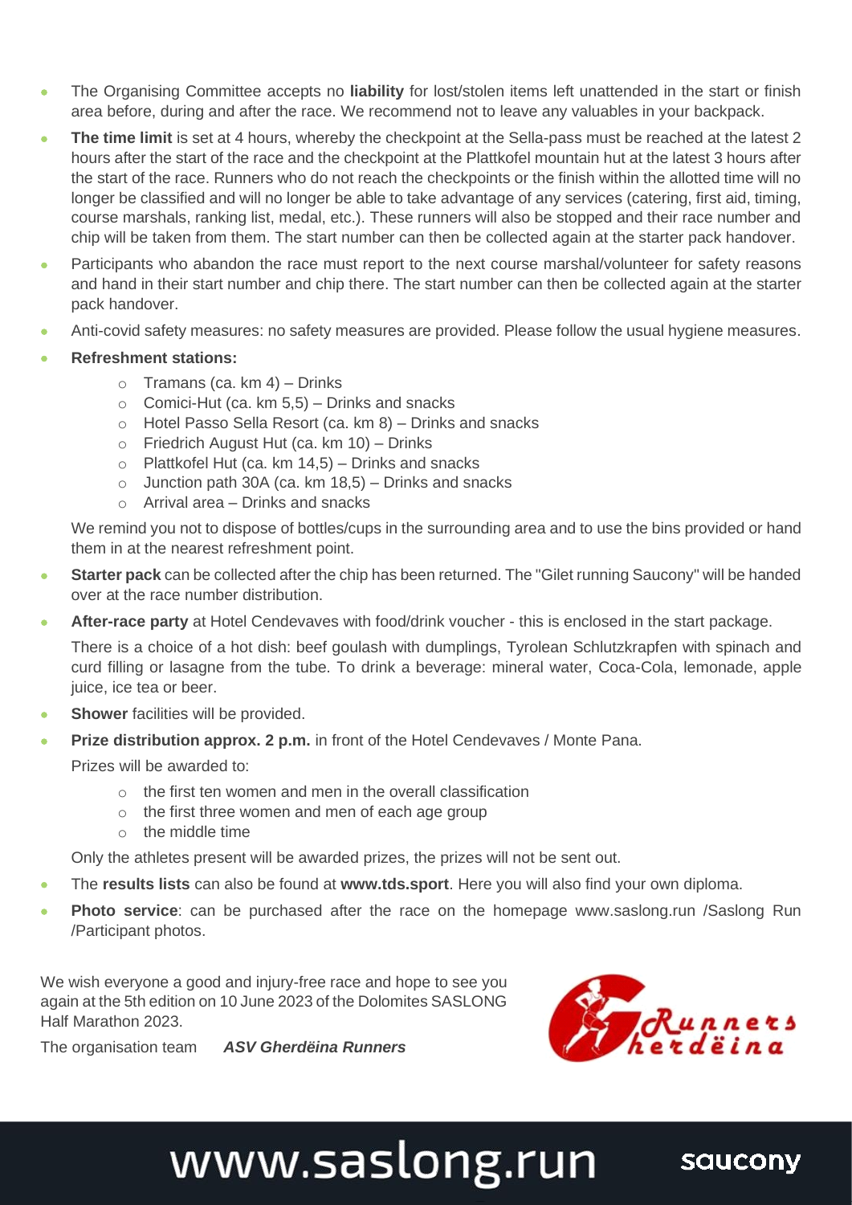- The Organising Committee accepts no **liability** for lost/stolen items left unattended in the start or finish area before, during and after the race. We recommend not to leave any valuables in your backpack.
- **The time limit** is set at 4 hours, whereby the checkpoint at the Sella-pass must be reached at the latest 2 hours after the start of the race and the checkpoint at the Plattkofel mountain hut at the latest 3 hours after the start of the race. Runners who do not reach the checkpoints or the finish within the allotted time will no longer be classified and will no longer be able to take advantage of any services (catering, first aid, timing, course marshals, ranking list, medal, etc.). These runners will also be stopped and their race number and chip will be taken from them. The start number can then be collected again at the starter pack handover.
- Participants who abandon the race must report to the next course marshal/volunteer for safety reasons and hand in their start number and chip there. The start number can then be collected again at the starter pack handover.
- Anti-covid safety measures: no safety measures are provided. Please follow the usual hygiene measures.
- **Refreshment stations:**
    - Tramans (ca. km 4) – Drinks
    - Comici-Hut (ca. km 5,5) – Drinks and snacks
    - Hotel Passo Sella Resort (ca. km 8) – Drinks and snacks
    - Friedrich August Hut (ca. km 10) – Drinks
    - Plattkofel Hut (ca. km 14,5) – Drinks and snacks
    - Junction path 30A (ca. km 18,5) – Drinks and snacks
    - Arrival area – Drinks and snacks

  We remind you not to dispose of bottles/cups in the surrounding area and to use the bins provided or hand them in at the nearest refreshment point.
- **Starter pack** can be collected after the chip has been returned. The "Gilet running Saucony" will be handed over at the race number distribution.
- **After-race party** at Hotel Cendevaves with food/drink voucher - this is enclosed in the start package.

  There is a choice of a hot dish: beef goulash with dumplings, Tyrolean Schlutzkrapfen with spinach and curd filling or lasagne from the tube. To drink a beverage: mineral water, Coca-Cola, lemonade, apple juice, ice tea or beer.
- **Shower** facilities will be provided.
- **Prize distribution approx. 2 p.m.** in front of the Hotel Cendevaves / Monte Pana.

  Prizes will be awarded to:
    - the first ten women and men in the overall classification
    - the first three women and men of each age group
    - the middle time

  Only the athletes present will be awarded prizes, the prizes will not be sent out.
- The **results lists** can also be found at **www.tds.sport**. Here you will also find your own diploma.
- **Photo service**: can be purchased after the race on the homepage www.saslong.run /Saslong Run /Participant photos.

We wish everyone a good and injury-free race and hope to see you again at the 5th edition on 10 June 2023 of the Dolomites SASLONG Half Marathon 2023.

The organisation team ***ASV Gherdëina Runners***

Runners Gherdëina

www.saslong.run

saucony